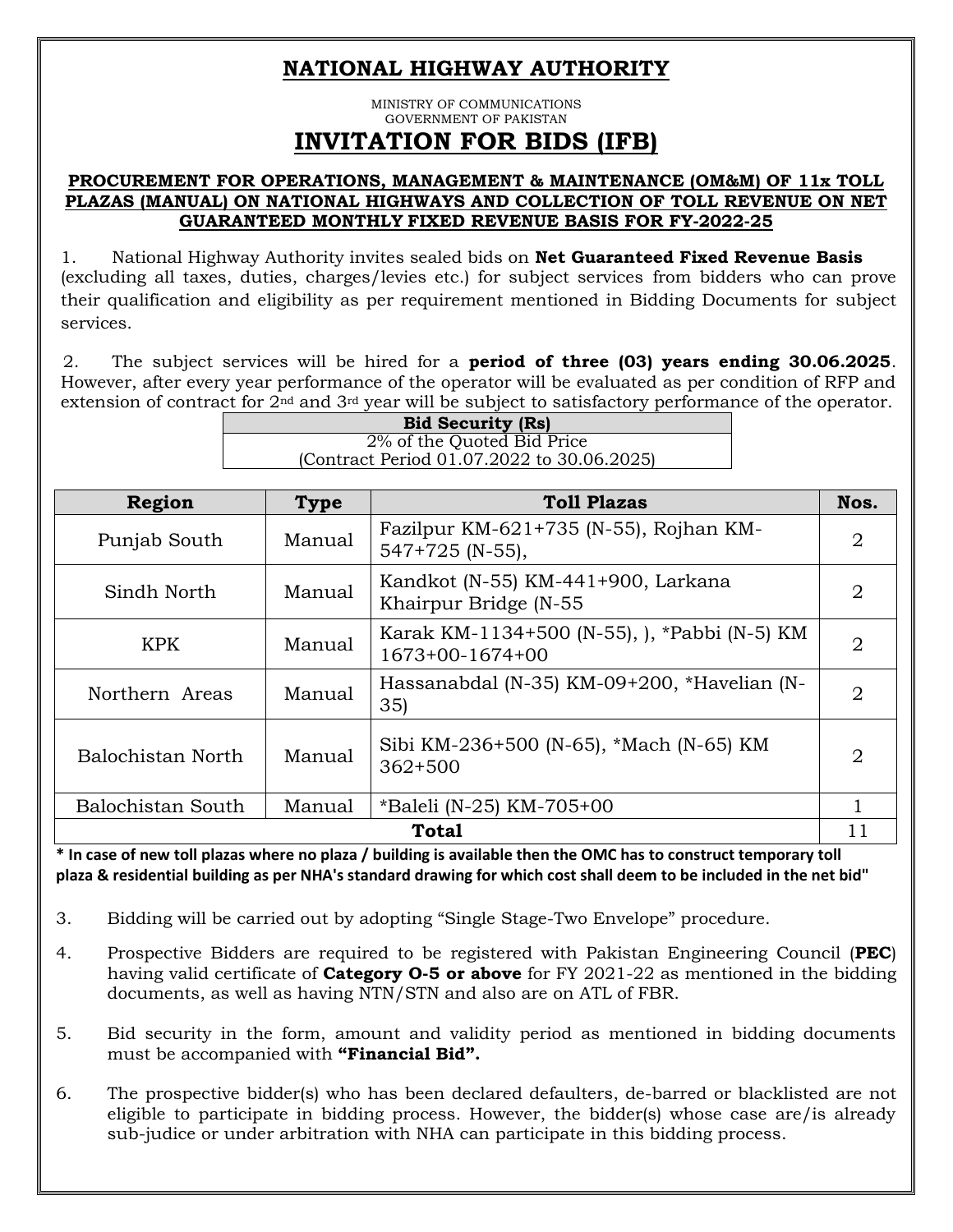# NATIONAL HIGHWAY AUTHORITY

MINISTRY OF COMMUNICATIONS
GOVERNMENT OF PAKISTAN

# INVITATION FOR BIDS (IFB)

## PROCUREMENT FOR OPERATIONS, MANAGEMENT & MAINTENANCE (OM&M) OF 11x TOLL PLAZAS (MANUAL) ON NATIONAL HIGHWAYS AND COLLECTION OF TOLL REVENUE ON NET GUARANTEED MONTHLY FIXED REVENUE BASIS FOR FY-2022-25

1. National Highway Authority invites sealed bids on **Net Guaranteed Fixed Revenue Basis** (excluding all taxes, duties, charges/levies etc.) for subject services from bidders who can prove their qualification and eligibility as per requirement mentioned in Bidding Documents for subject services.

2. The subject services will be hired for a **period of three (03) years ending 30.06.2025**. However, after every year performance of the operator will be evaluated as per condition of RFP and extension of contract for 2nd and 3rd year will be subject to satisfactory performance of the operator.

| Bid Security (Rs) |
|---|
| 2% of the Quoted Bid Price (Contract Period 01.07.2022 to 30.06.2025) |

| Region | Type | Toll Plazas | Nos. |
|---|---|---|---|
| Punjab South | Manual | Fazilpur KM-621+735 (N-55), Rojhan KM-547+725 (N-55), | 2 |
| Sindh North | Manual | Kandkot (N-55) KM-441+900, Larkana Khairpur Bridge (N-55 | 2 |
| KPK | Manual | Karak KM-1134+500 (N-55), ), *Pabbi (N-5) KM 1673+00-1674+00 | 2 |
| Northern Areas | Manual | Hassanabdal (N-35) KM-09+200, *Havelian (N-35) | 2 |
| Balochistan North | Manual | Sibi KM-236+500 (N-65), *Mach (N-65) KM 362+500 | 2 |
| Balochistan South | Manual | *Baleli (N-25) KM-705+00 | 1 |
| **Total** | | | 11 |

**\* In case of new toll plazas where no plaza / building is available then the OMC has to construct temporary toll plaza & residential building as per NHA's standard drawing for which cost shall deem to be included in the net bid"**

3. Bidding will be carried out by adopting "Single Stage-Two Envelope" procedure.

4. Prospective Bidders are required to be registered with Pakistan Engineering Council (**PEC**) having valid certificate of **Category O-5 or above** for FY 2021-22 as mentioned in the bidding documents, as well as having NTN/STN and also are on ATL of FBR.

5. Bid security in the form, amount and validity period as mentioned in bidding documents must be accompanied with **"Financial Bid".**

6. The prospective bidder(s) who has been declared defaulters, de-barred or blacklisted are not eligible to participate in bidding process. However, the bidder(s) whose case are/is already sub-judice or under arbitration with NHA can participate in this bidding process.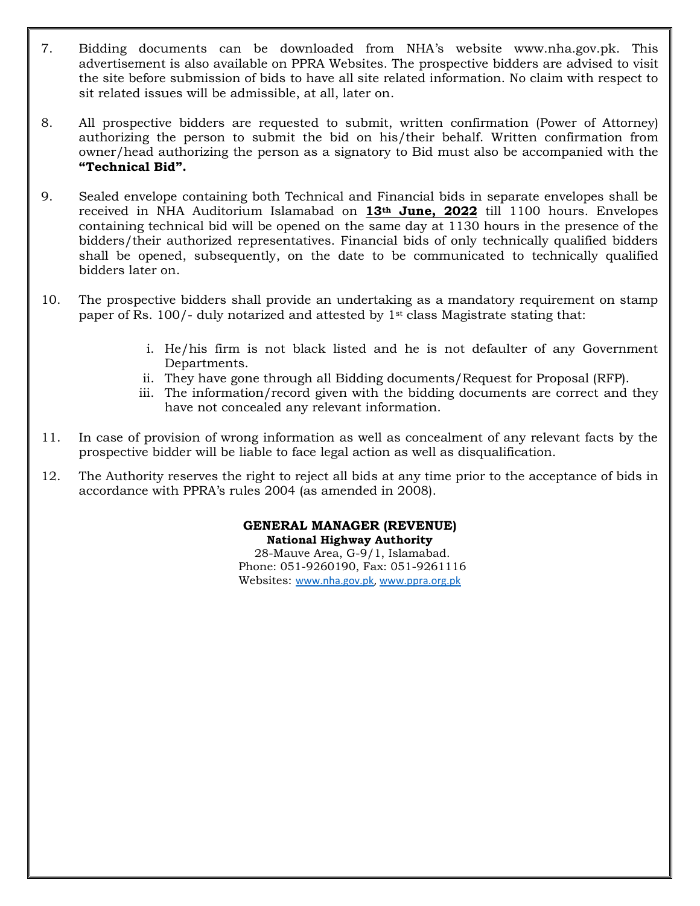7. Bidding documents can be downloaded from NHA's website www.nha.gov.pk. This advertisement is also available on PPRA Websites. The prospective bidders are advised to visit the site before submission of bids to have all site related information. No claim with respect to sit related issues will be admissible, at all, later on.

8. All prospective bidders are requested to submit, written confirmation (Power of Attorney) authorizing the person to submit the bid on his/their behalf. Written confirmation from owner/head authorizing the person as a signatory to Bid must also be accompanied with the **"Technical Bid".**

9. Sealed envelope containing both Technical and Financial bids in separate envelopes shall be received in NHA Auditorium Islamabad on **13th June, 2022** till 1100 hours. Envelopes containing technical bid will be opened on the same day at 1130 hours in the presence of the bidders/their authorized representatives. Financial bids of only technically qualified bidders shall be opened, subsequently, on the date to be communicated to technically qualified bidders later on.

10. The prospective bidders shall provide an undertaking as a mandatory requirement on stamp paper of Rs. 100/- duly notarized and attested by 1st class Magistrate stating that:

    i. He/his firm is not black listed and he is not defaulter of any Government Departments.
    ii. They have gone through all Bidding documents/Request for Proposal (RFP).
    iii. The information/record given with the bidding documents are correct and they have not concealed any relevant information.

11. In case of provision of wrong information as well as concealment of any relevant facts by the prospective bidder will be liable to face legal action as well as disqualification.

12. The Authority reserves the right to reject all bids at any time prior to the acceptance of bids in accordance with PPRA's rules 2004 (as amended in 2008).

**GENERAL MANAGER (REVENUE)**
**National Highway Authority**
28-Mauve Area, G-9/1, Islamabad.
Phone: 051-9260190, Fax: 051-9261116
Websites: www.nha.gov.pk, www.ppra.org.pk